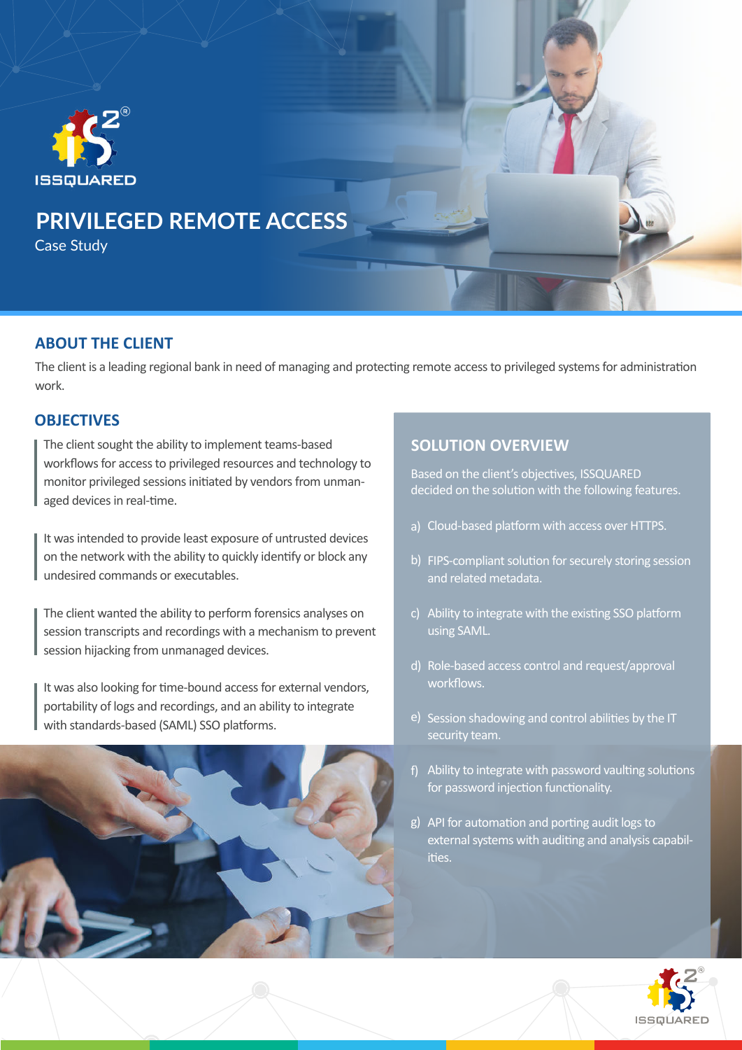# PRIVILEGED REMOTE ACCESS

Case Study

## ABOUT THE CLIENT

The client is a leading regional bank in need of managing and protecting remote access to privileged systems for administration work.

## OBJECTIVES

The client sought the ability to implement teams-based workflows for access to privileged resources and technology to monitor privileged sessions initiated by vendors from unmanaged devices in real-time.

It was intended to provide least exposure of untrusted devices on the network with the ability to quickly identify or block any undesired commands or executables.

The client wanted the ability to perform forensics analyses on session transcripts and recordings with a mechanism to prevent session hijacking from unmanaged devices.

It was also looking for time-bound access for external vendors, portability of logs and recordings, and an ability to integrate with standards-based (SAML) SSO platforms.

## SOLUTION OVERVIEW

Based on the client's objectives, ISSQUARED decided on the solution with the following features.

a) Cloud-based platform with access over HTTPS.

b) FIPS-compliant solution for securely storing session and related metadata.

c) Ability to integrate with the existing SSO platform using SAML.

d) Role-based access control and request/approval workflows.

e) Session shadowing and control abilities by the IT security team.

f) Ability to integrate with password vaulting solutions for password injection functionality.

g) API for automation and porting audit logs to external systems with auditing and analysis capabilities.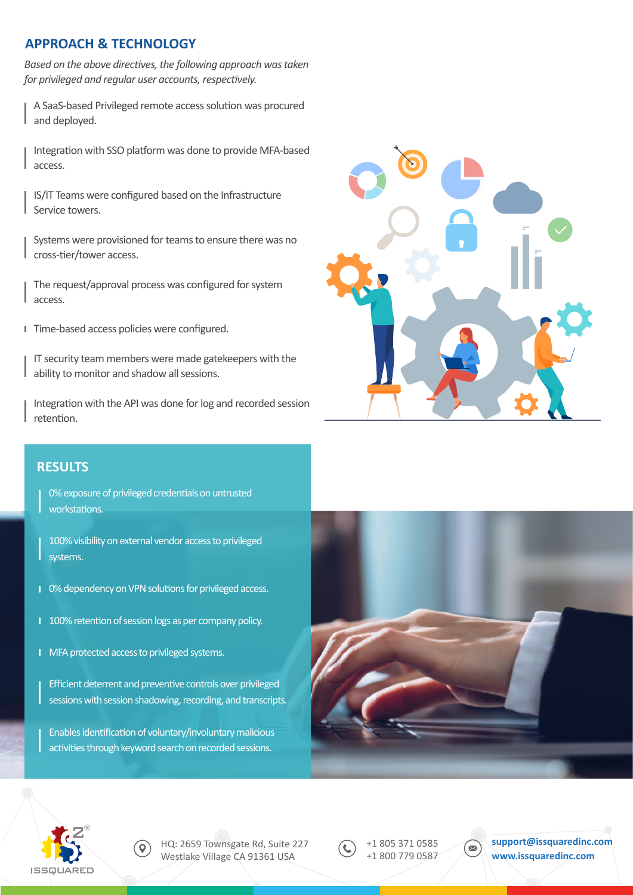## APPROACH & TECHNOLOGY

*Based on the above directives, the following approach was taken for privileged and regular user accounts, respectively.*

- A SaaS-based Privileged remote access solution was procured and deployed.
- Integration with SSO platform was done to provide MFA-based access.
- IS/IT Teams were configured based on the Infrastructure Service towers.
- Systems were provisioned for teams to ensure there was no cross-tier/tower access.
- The request/approval process was configured for system access.
- Time-based access policies were configured.
- IT security team members were made gatekeepers with the ability to monitor and shadow all sessions.
- Integration with the API was done for log and recorded session retention.

## RESULTS

- 0% exposure of privileged credentials on untrusted workstations.
- 100% visibility on external vendor access to privileged systems.
- 0% dependency on VPN solutions for privileged access.
- 100% retention of session logs as per company policy.
- MFA protected access to privileged systems.
- Efficient deterrent and preventive controls over privileged sessions with session shadowing, recording, and transcripts.
- Enables identification of voluntary/involuntary malicious activities through keyword search on recorded sessions.

ISSQUARED

HQ: 2659 Townsgate Rd, Suite 227
Westlake Village CA 91361 USA

+1 805 371 0585
+1 800 779 0587

support@issquaredinc.com
www.issquaredinc.com